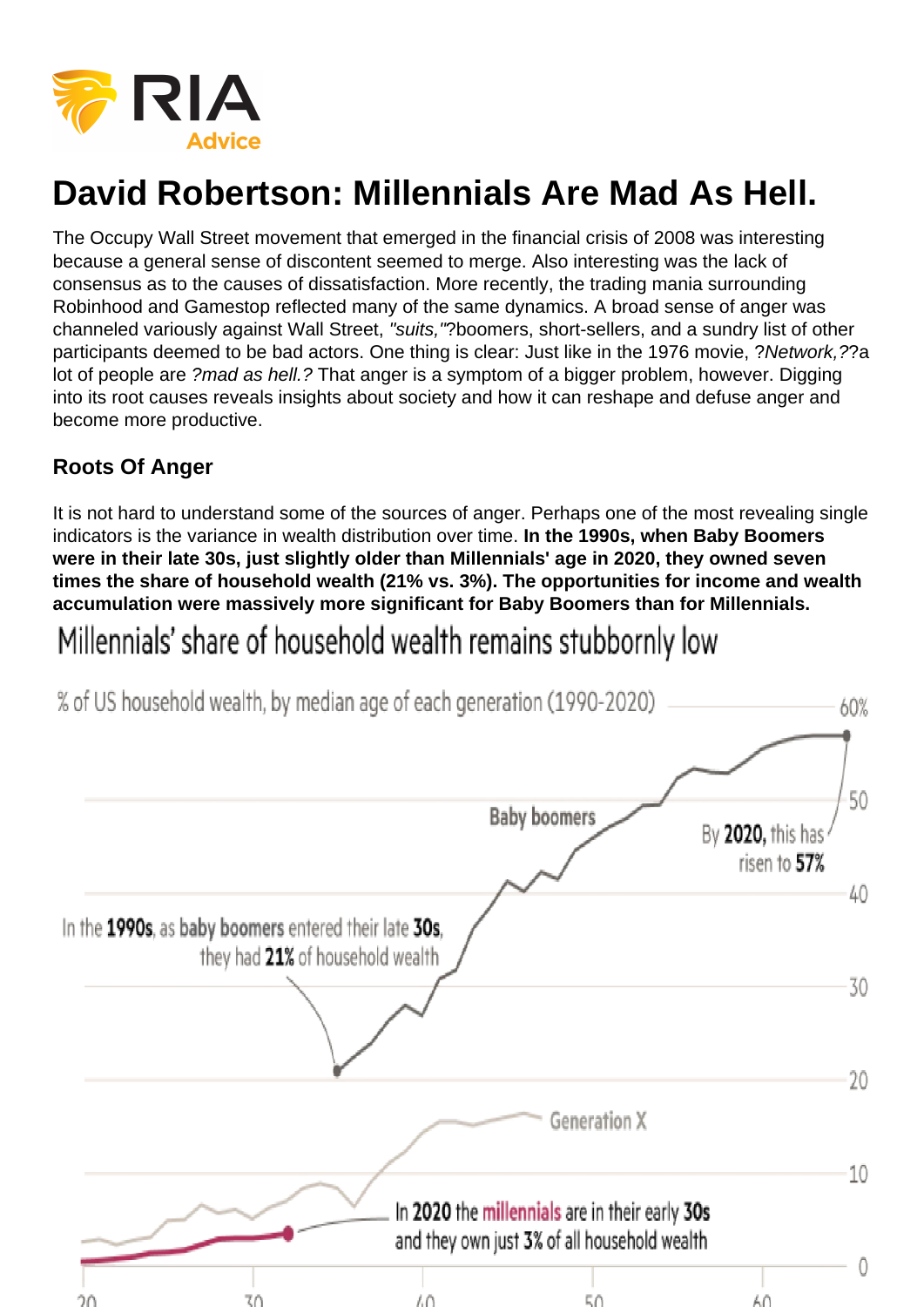# David Robertson: Millennials Are Mad As Hell.

The Occupy Wall Street movement that emerged in the financial crisis of 2008 was interesting because a general sense of discontent seemed to merge. Also interesting was the lack of consensus as to the causes of dissatisfaction. More recently, the trading mania surrounding Robinhood and Gamestop reflected many of the same dynamics. A broad sense of anger was channeled variously against Wall Street, *"suits,"*?boomers, short-sellers, and a sundry list of other participants deemed to be bad actors. One thing is clear: Just like in the 1976 movie, ?*Network,*??a lot of people are *?mad as hell.?* That anger is a symptom of a bigger problem, however. Digging into its root causes reveals insights about society and how it can reshape and defuse anger and become more productive.

## Roots Of Anger

It is not hard to understand some of the sources of anger. Perhaps one of the most revealing single indicators is the variance in wealth distribution over time. **In the 1990s, when Baby Boomers were in their late 30s, just slightly older than Millennials' age in 2020, they owned seven times the share of household wealth (21% vs. 3%). The opportunities for income and wealth accumulation were massively more significant for Baby Boomers than for Millennials.**

Millennials' share of household wealth remains stubbornly low

% of US household wealth, by median age of each generation (1990-2020)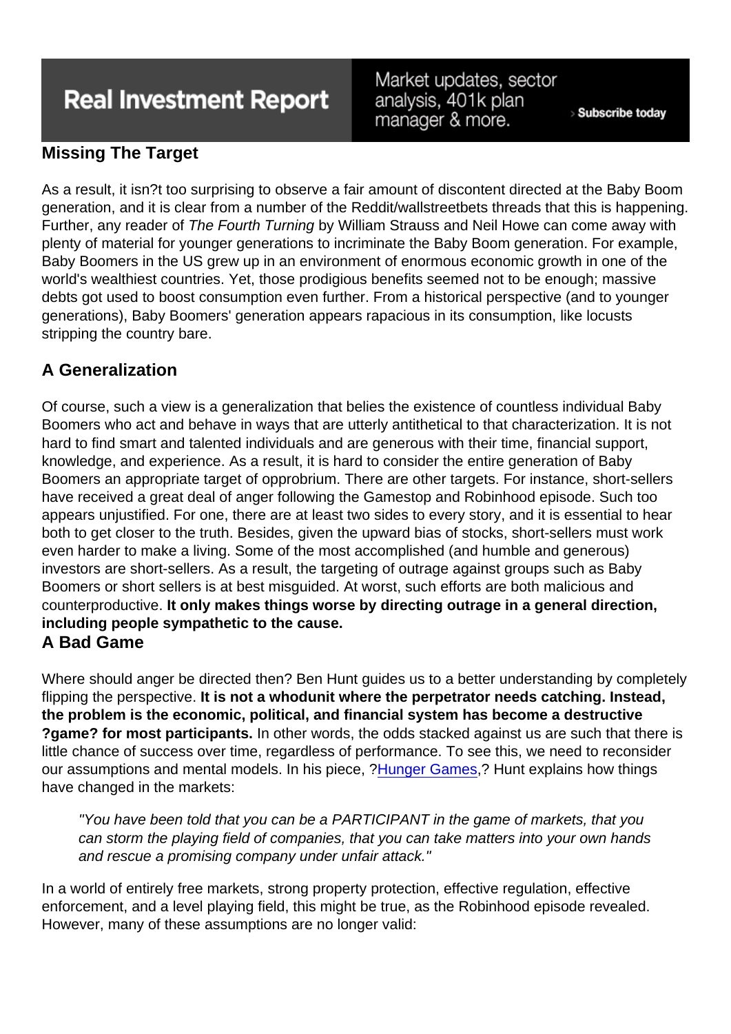### Missing The Target

As a result, it isn?t too surprising to observe a fair amount of discontent directed at the Baby Boom generation, and it is clear from a number of the Reddit/wallstreetbets threads that this is happening. Further, any reader of *The Fourth Turning* by William Strauss and Neil Howe can come away with plenty of material for younger generations to incriminate the Baby Boom generation. For example, Baby Boomers in the US grew up in an environment of enormous economic growth in one of the world's wealthiest countries. Yet, those prodigious benefits seemed not to be enough; massive debts got used to boost consumption even further. From a historical perspective (and to younger generations), Baby Boomers' generation appears rapacious in its consumption, like locusts stripping the country bare.

## A Generalization

Of course, such a view is a generalization that belies the existence of countless individual Baby Boomers who act and behave in ways that are utterly antithetical to that characterization. It is not hard to find smart and talented individuals and are generous with their time, financial support, knowledge, and experience. As a result, it is hard to consider the entire generation of Baby Boomers an appropriate target of opprobrium. There are other targets. For instance, short-sellers have received a great deal of anger following the Gamestop and Robinhood episode. Such too appears unjustified. For one, there are at least two sides to every story, and it is essential to hear both to get closer to the truth. Besides, given the upward bias of stocks, short-sellers must work even harder to make a living. Some of the most accomplished (and humble and generous) investors are short-sellers. As a result, the targeting of outrage against groups such as Baby Boomers or short sellers is at best misguided. At worst, such efforts are both malicious and counterproductive. **It only makes things worse by directing outrage in a general direction, including people sympathetic to the cause.**

## A Bad Game

Where should anger be directed then? Ben Hunt guides us to a better understanding by completely flipping the perspective. **It is not a whodunit where the perpetrator needs catching. Instead, the problem is the economic, political, and financial system has become a destructive ?game? for most participants.** In other words, the odds stacked against us are such that there is little chance of success over time, regardless of performance. To see this, we need to reconsider our assumptions and mental models. In his piece, ?Hunger Games,? Hunt explains how things have changed in the markets:

> *"You have been told that you can be a PARTICIPANT in the game of markets, that you can storm the playing field of companies, that you can take matters into your own hands and rescue a promising company under unfair attack."*

In a world of entirely free markets, strong property protection, effective regulation, effective enforcement, and a level playing field, this might be true, as the Robinhood episode revealed. However, many of these assumptions are no longer valid: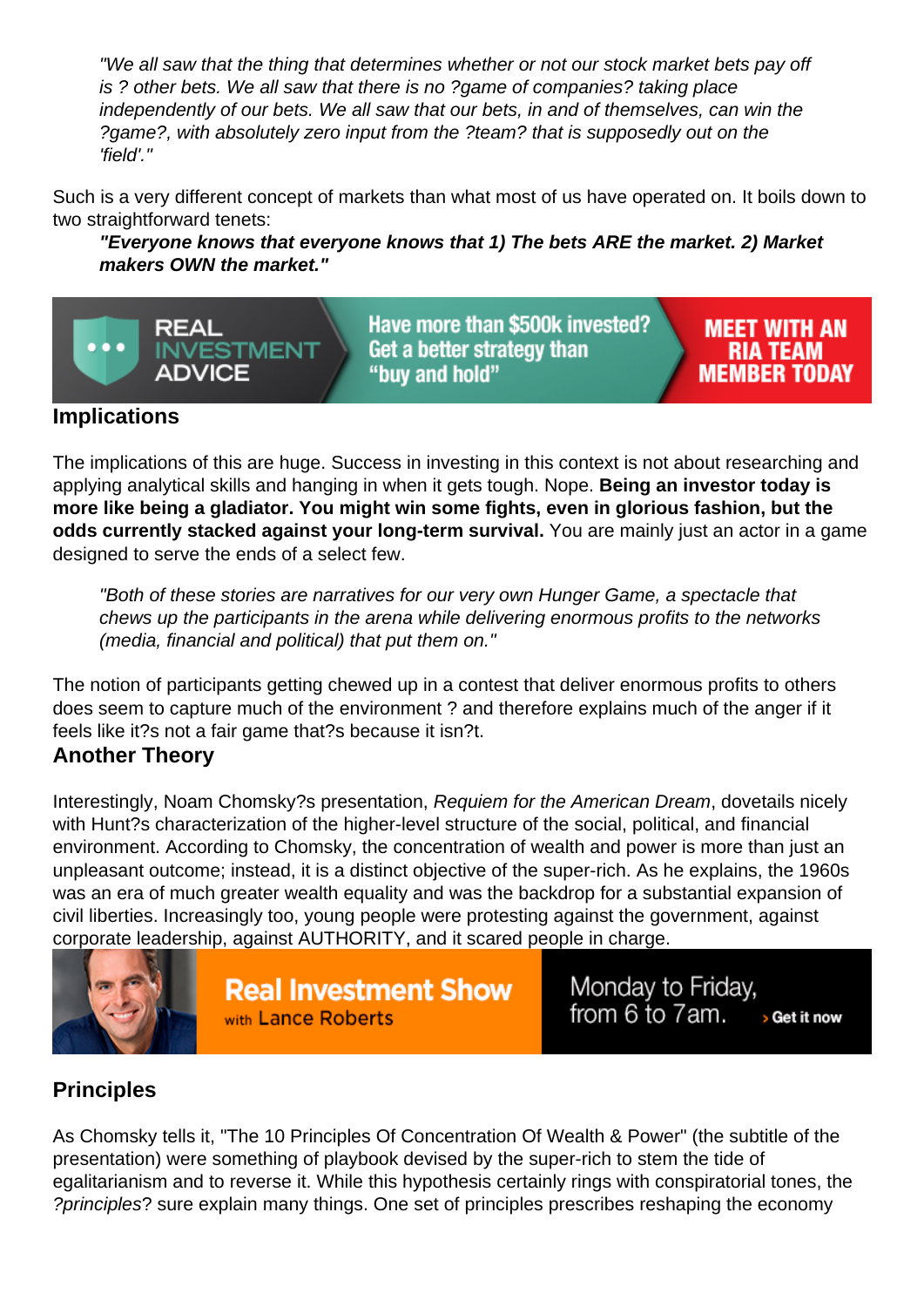> "We all saw that the thing that determines whether or not our stock market bets pay off is ? other bets. We all saw that there is no ?game of companies? taking place independently of our bets. We all saw that our bets, in and of themselves, can win the ?game?, with absolutely zero input from the ?team? that is supposedly out on the 'field'."

Such is a very different concept of markets than what most of us have operated on. It boils down to two straightforward tenets:

> **"Everyone knows that everyone knows that 1) The bets ARE the market. 2) Market makers OWN the market."**

## Implications

The implications of this are huge. Success in investing in this context is not about researching and applying analytical skills and hanging in when it gets tough. Nope. **Being an investor today is more like being a gladiator. You might win some fights, even in glorious fashion, but the odds currently stacked against your long-term survival.** You are mainly just an actor in a game designed to serve the ends of a select few.

> "Both of these stories are narratives for our very own Hunger Game, a spectacle that chews up the participants in the arena while delivering enormous profits to the networks (media, financial and political) that put them on."

The notion of participants getting chewed up in a contest that deliver enormous profits to others does seem to capture much of the environment ? and therefore explains much of the anger if it feels like it?s not a fair game that?s because it isn?t.

## Another Theory

Interestingly, Noam Chomsky?s presentation, *Requiem for the American Dream*, dovetails nicely with Hunt?s characterization of the higher-level structure of the social, political, and financial environment. According to Chomsky, the concentration of wealth and power is more than just an unpleasant outcome; instead, it is a distinct objective of the super-rich. As he explains, the 1960s was an era of much greater wealth equality and was the backdrop for a substantial expansion of civil liberties. Increasingly too, young people were protesting against the government, against corporate leadership, against AUTHORITY, and it scared people in charge.

## Principles

As Chomsky tells it, "The 10 Principles Of Concentration Of Wealth & Power" (the subtitle of the presentation) were something of playbook devised by the super-rich to stem the tide of egalitarianism and to reverse it. While this hypothesis certainly rings with conspiratorial tones, the *?principles*? sure explain many things. One set of principles prescribes reshaping the economy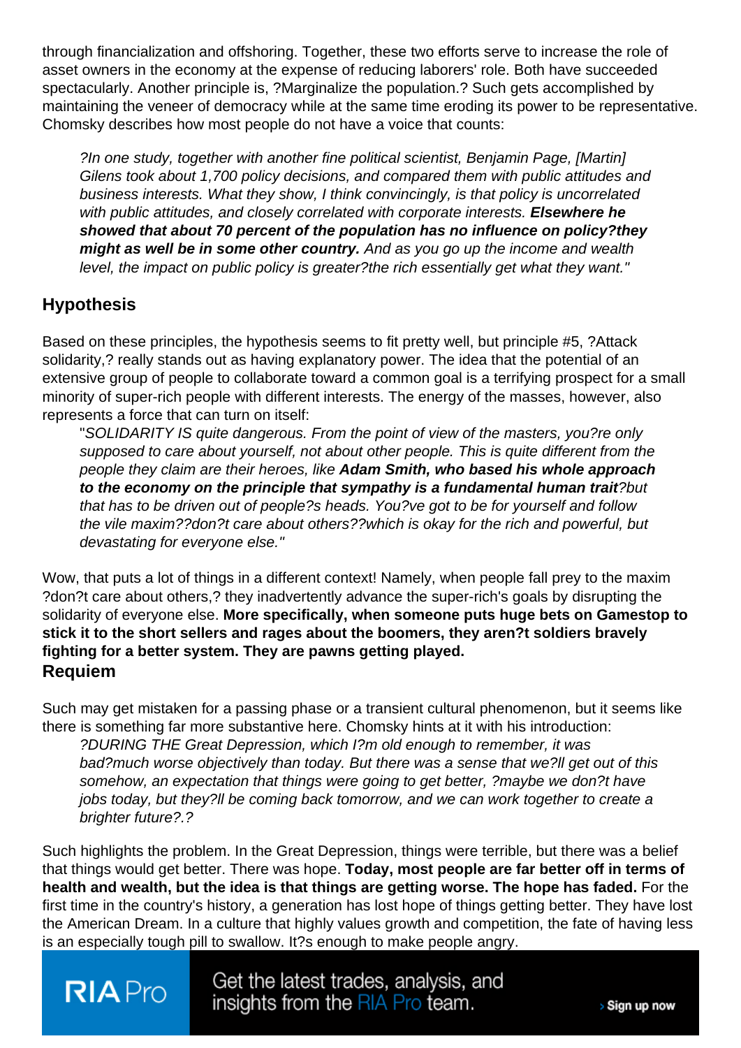through financialization and offshoring. Together, these two efforts serve to increase the role of asset owners in the economy at the expense of reducing laborers' role. Both have succeeded spectacularly. Another principle is, ?Marginalize the population.? Such gets accomplished by maintaining the veneer of democracy while at the same time eroding its power to be representative. Chomsky describes how most people do not have a voice that counts:

> *?In one study, together with another fine political scientist, Benjamin Page, [Martin] Gilens took about 1,700 policy decisions, and compared them with public attitudes and business interests. What they show, I think convincingly, is that policy is uncorrelated with public attitudes, and closely correlated with corporate interests.* ***Elsewhere he showed that about 70 percent of the population has no influence on policy?they might as well be in some other country.*** *And as you go up the income and wealth level, the impact on public policy is greater?the rich essentially get what they want."*

## Hypothesis

Based on these principles, the hypothesis seems to fit pretty well, but principle #5, ?Attack solidarity,? really stands out as having explanatory power. The idea that the potential of an extensive group of people to collaborate toward a common goal is a terrifying prospect for a small minority of super-rich people with different interests. The energy of the masses, however, also represents a force that can turn on itself:

> "*SOLIDARITY IS quite dangerous. From the point of view of the masters, you?re only supposed to care about yourself, not about other people. This is quite different from the people they claim are their heroes, like* ***Adam Smith, who based his whole approach to the economy on the principle that sympathy is a fundamental human trait****?but that has to be driven out of people?s heads. You?ve got to be for yourself and follow the vile maxim??don?t care about others??which is okay for the rich and powerful, but devastating for everyone else."*

Wow, that puts a lot of things in a different context! Namely, when people fall prey to the maxim ?don?t care about others,? they inadvertently advance the super-rich's goals by disrupting the solidarity of everyone else. **More specifically, when someone puts huge bets on Gamestop to stick it to the short sellers and rages about the boomers, they aren?t soldiers bravely fighting for a better system. They are pawns getting played.**

## Requiem

Such may get mistaken for a passing phase or a transient cultural phenomenon, but it seems like there is something far more substantive here. Chomsky hints at it with his introduction:

> *?DURING THE Great Depression, which I?m old enough to remember, it was bad?much worse objectively than today. But there was a sense that we?ll get out of this somehow, an expectation that things were going to get better, ?maybe we don?t have jobs today, but they?ll be coming back tomorrow, and we can work together to create a brighter future?.?*

Such highlights the problem. In the Great Depression, things were terrible, but there was a belief that things would get better. There was hope. **Today, most people are far better off in terms of health and wealth, but the idea is that things are getting worse. The hope has faded.** For the first time in the country's history, a generation has lost hope of things getting better. They have lost the American Dream. In a culture that highly values growth and competition, the fate of having less is an especially tough pill to swallow. It?s enough to make people angry.

RIA Pro — Get the latest trades, analysis, and insights from the RIA Pro team. › Sign up now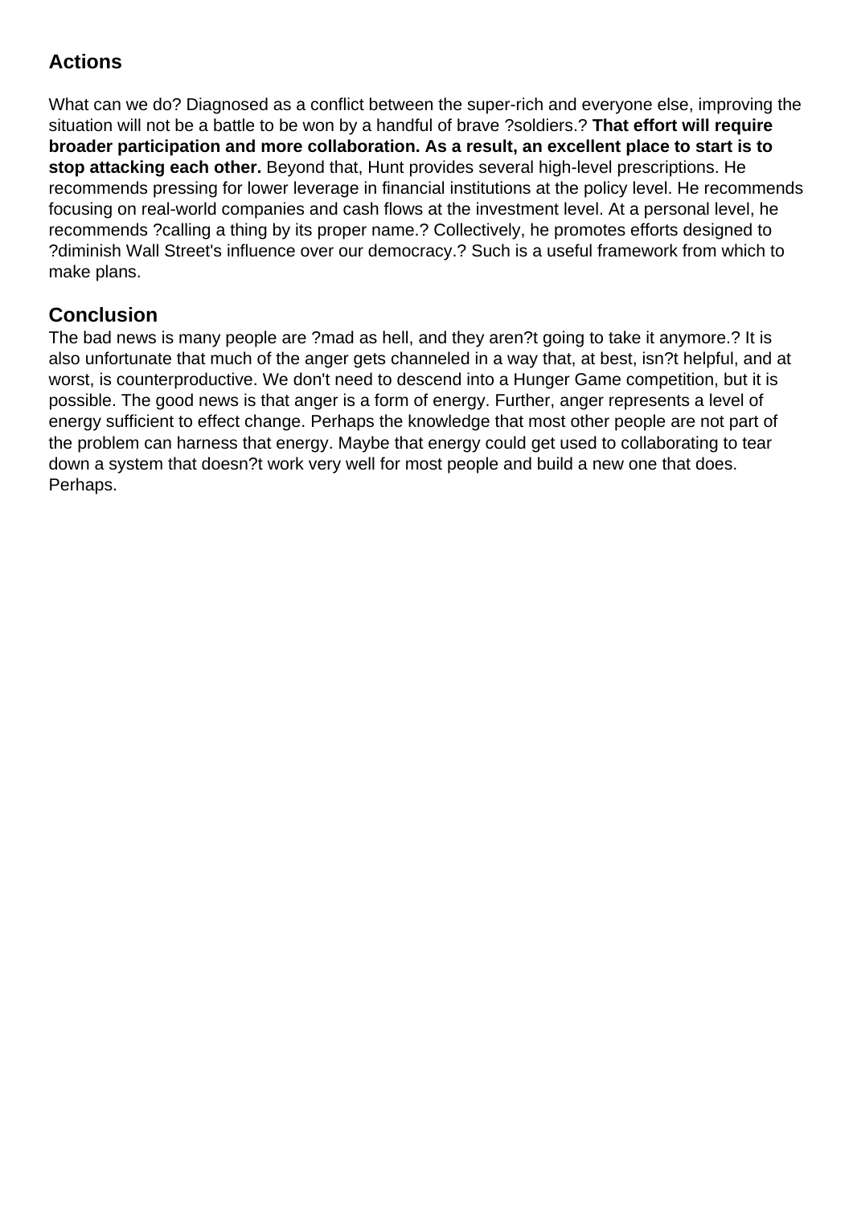## Actions

What can we do? Diagnosed as a conflict between the super-rich and everyone else, improving the situation will not be a battle to be won by a handful of brave ?soldiers.? **That effort will require broader participation and more collaboration. As a result, an excellent place to start is to stop attacking each other.** Beyond that, Hunt provides several high-level prescriptions. He recommends pressing for lower leverage in financial institutions at the policy level. He recommends focusing on real-world companies and cash flows at the investment level. At a personal level, he recommends ?calling a thing by its proper name.? Collectively, he promotes efforts designed to ?diminish Wall Street's influence over our democracy.? Such is a useful framework from which to make plans.

## Conclusion

The bad news is many people are ?mad as hell, and they aren?t going to take it anymore.? It is also unfortunate that much of the anger gets channeled in a way that, at best, isn?t helpful, and at worst, is counterproductive. We don't need to descend into a Hunger Game competition, but it is possible. The good news is that anger is a form of energy. Further, anger represents a level of energy sufficient to effect change. Perhaps the knowledge that most other people are not part of the problem can harness that energy. Maybe that energy could get used to collaborating to tear down a system that doesn?t work very well for most people and build a new one that does. Perhaps.